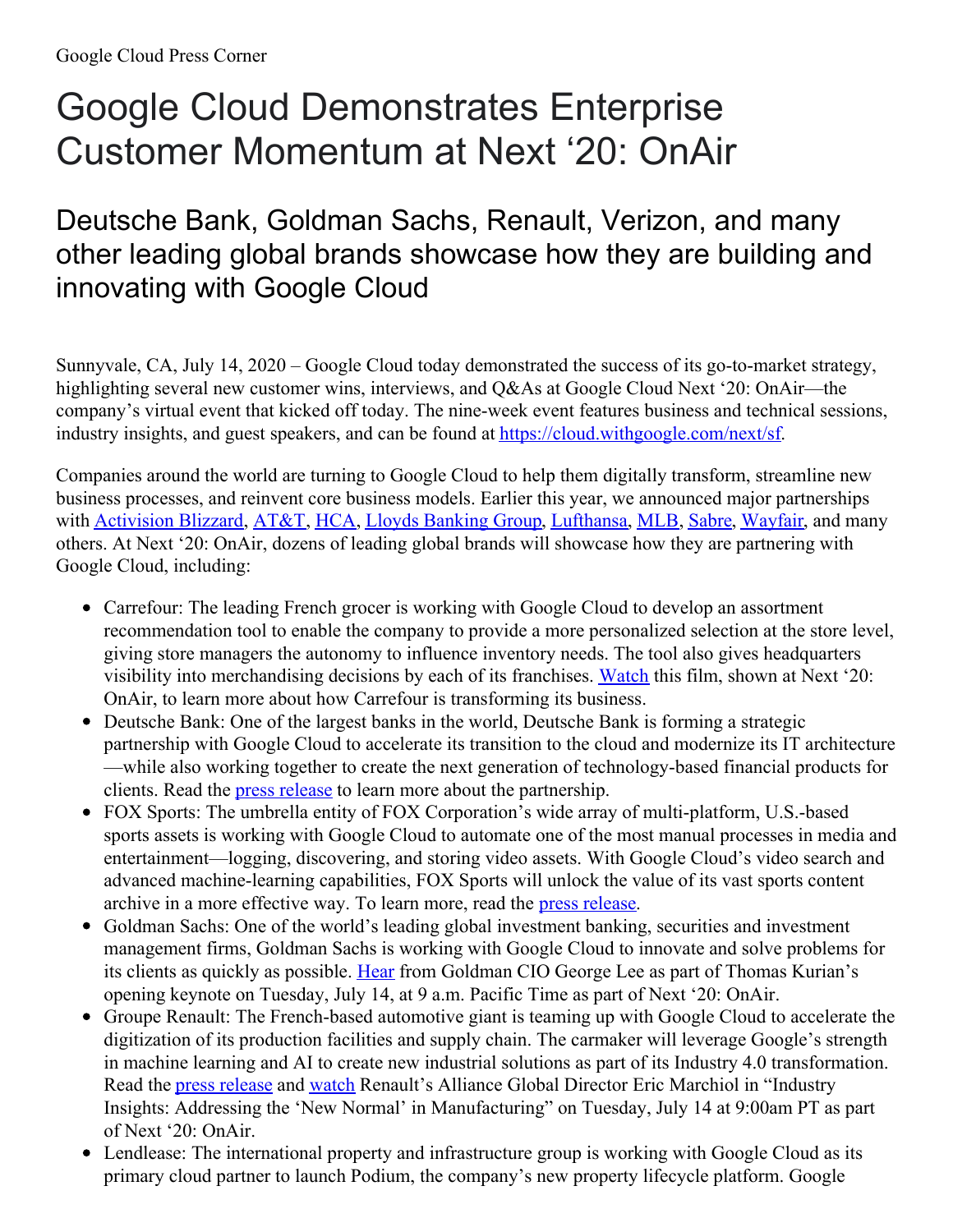Google Cloud Press Corner

# Google Cloud Demonstrates Enterprise Customer Momentum at Next '20: OnAir

## Deutsche Bank, Goldman Sachs, Renault, Verizon, and many other leading global brands showcase how they are building and innovating with Google Cloud

Sunnyvale, CA, July 14, 2020 – Google Cloud today demonstrated the success of its go-to-market strategy, highlighting several new customer wins, interviews, and Q&As at Google Cloud Next '20: OnAir—the company's virtual event that kicked off today. The nine-week event features business and technical sessions, industry insights, and guest speakers, and can be found at [https://cloud.withgoogle.com/next/sf](https://cloud.withgoogle.com/next/sf).

Companies around the world are turning to Google Cloud to help them digitally transform, streamline new business processes, and reinvent core business models. Earlier this year, we announced major partnerships with Activision Blizzard, AT&T, HCA, Lloyds Banking Group, Lufthansa, MLB, Sabre, Wayfair, and many others. At Next '20: OnAir, dozens of leading global brands will showcase how they are partnering with Google Cloud, including:

- Carrefour: The leading French grocer is working with Google Cloud to develop an assortment recommendation tool to enable the company to provide a more personalized selection at the store level, giving store managers the autonomy to influence inventory needs. The tool also gives headquarters visibility into merchandising decisions by each of its franchises. Watch this film, shown at Next '20: OnAir, to learn more about how Carrefour is transforming its business.
- Deutsche Bank: One of the largest banks in the world, Deutsche Bank is forming a strategic partnership with Google Cloud to accelerate its transition to the cloud and modernize its IT architecture—while also working together to create the next generation of technology-based financial products for clients. Read the press release to learn more about the partnership.
- FOX Sports: The umbrella entity of FOX Corporation's wide array of multi-platform, U.S.-based sports assets is working with Google Cloud to automate one of the most manual processes in media and entertainment—logging, discovering, and storing video assets. With Google Cloud's video search and advanced machine-learning capabilities, FOX Sports will unlock the value of its vast sports content archive in a more effective way. To learn more, read the press release.
- Goldman Sachs: One of the world's leading global investment banking, securities and investment management firms, Goldman Sachs is working with Google Cloud to innovate and solve problems for its clients as quickly as possible. Hear from Goldman CIO George Lee as part of Thomas Kurian's opening keynote on Tuesday, July 14, at 9 a.m. Pacific Time as part of Next '20: OnAir.
- Groupe Renault: The French-based automotive giant is teaming up with Google Cloud to accelerate the digitization of its production facilities and supply chain. The carmaker will leverage Google's strength in machine learning and AI to create new industrial solutions as part of its Industry 4.0 transformation. Read the press release and watch Renault's Alliance Global Director Eric Marchiol in "Industry Insights: Addressing the 'New Normal' in Manufacturing" on Tuesday, July 14 at 9:00am PT as part of Next '20: OnAir.
- Lendlease: The international property and infrastructure group is working with Google Cloud as its primary cloud partner to launch Podium, the company's new property lifecycle platform. Google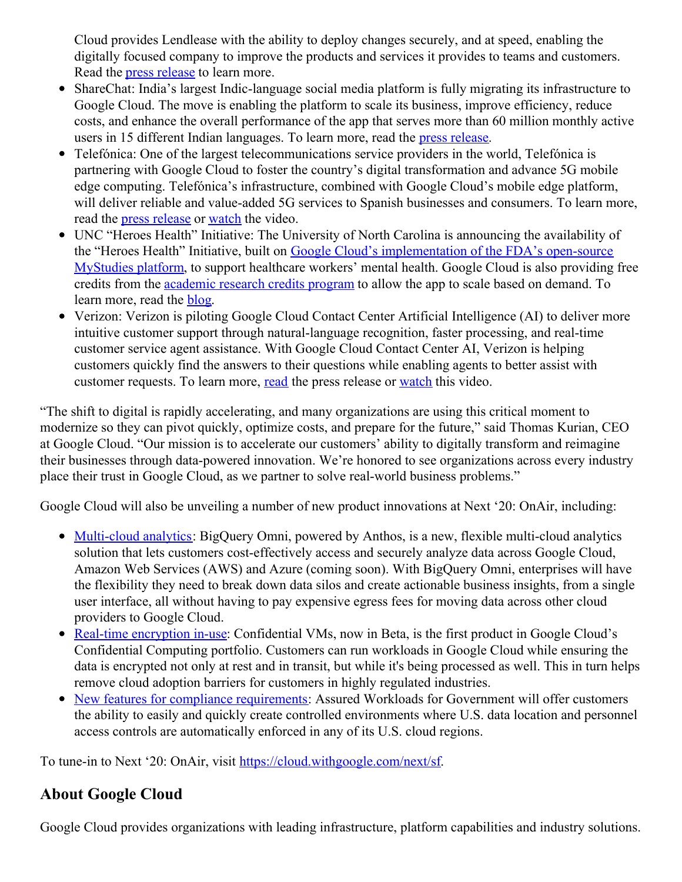Cloud provides Lendlease with the ability to deploy changes securely, and at speed, enabling the digitally focused company to improve the products and services it provides to teams and customers. Read the press release to learn more.

- ShareChat: India's largest Indic-language social media platform is fully migrating its infrastructure to Google Cloud. The move is enabling the platform to scale its business, improve efficiency, reduce costs, and enhance the overall performance of the app that serves more than 60 million monthly active users in 15 different Indian languages. To learn more, read the press release.
- Telefónica: One of the largest telecommunications service providers in the world, Telefónica is partnering with Google Cloud to foster the country's digital transformation and advance 5G mobile edge computing. Telefónica's infrastructure, combined with Google Cloud's mobile edge platform, will deliver reliable and value-added 5G services to Spanish businesses and consumers. To learn more, read the press release or watch the video.
- UNC "Heroes Health" Initiative: The University of North Carolina is announcing the availability of the "Heroes Health" Initiative, built on Google Cloud's implementation of the FDA's open-source MyStudies platform, to support healthcare workers' mental health. Google Cloud is also providing free credits from the academic research credits program to allow the app to scale based on demand. To learn more, read the blog.
- Verizon: Verizon is piloting Google Cloud Contact Center Artificial Intelligence (AI) to deliver more intuitive customer support through natural-language recognition, faster processing, and real-time customer service agent assistance. With Google Cloud Contact Center AI, Verizon is helping customers quickly find the answers to their questions while enabling agents to better assist with customer requests. To learn more, read the press release or watch this video.

"The shift to digital is rapidly accelerating, and many organizations are using this critical moment to modernize so they can pivot quickly, optimize costs, and prepare for the future," said Thomas Kurian, CEO at Google Cloud. "Our mission is to accelerate our customers' ability to digitally transform and reimagine their businesses through data-powered innovation. We're honored to see organizations across every industry place their trust in Google Cloud, as we partner to solve real-world business problems."

Google Cloud will also be unveiling a number of new product innovations at Next '20: OnAir, including:

- Multi-cloud analytics: BigQuery Omni, powered by Anthos, is a new, flexible multi-cloud analytics solution that lets customers cost-effectively access and securely analyze data across Google Cloud, Amazon Web Services (AWS) and Azure (coming soon). With BigQuery Omni, enterprises will have the flexibility they need to break down data silos and create actionable business insights, from a single user interface, all without having to pay expensive egress fees for moving data across other cloud providers to Google Cloud.
- Real-time encryption in-use: Confidential VMs, now in Beta, is the first product in Google Cloud's Confidential Computing portfolio. Customers can run workloads in Google Cloud while ensuring the data is encrypted not only at rest and in transit, but while it's being processed as well. This in turn helps remove cloud adoption barriers for customers in highly regulated industries.
- New features for compliance requirements: Assured Workloads for Government will offer customers the ability to easily and quickly create controlled environments where U.S. data location and personnel access controls are automatically enforced in any of its U.S. cloud regions.

To tune-in to Next '20: OnAir, visit https://cloud.withgoogle.com/next/sf.

## About Google Cloud

Google Cloud provides organizations with leading infrastructure, platform capabilities and industry solutions.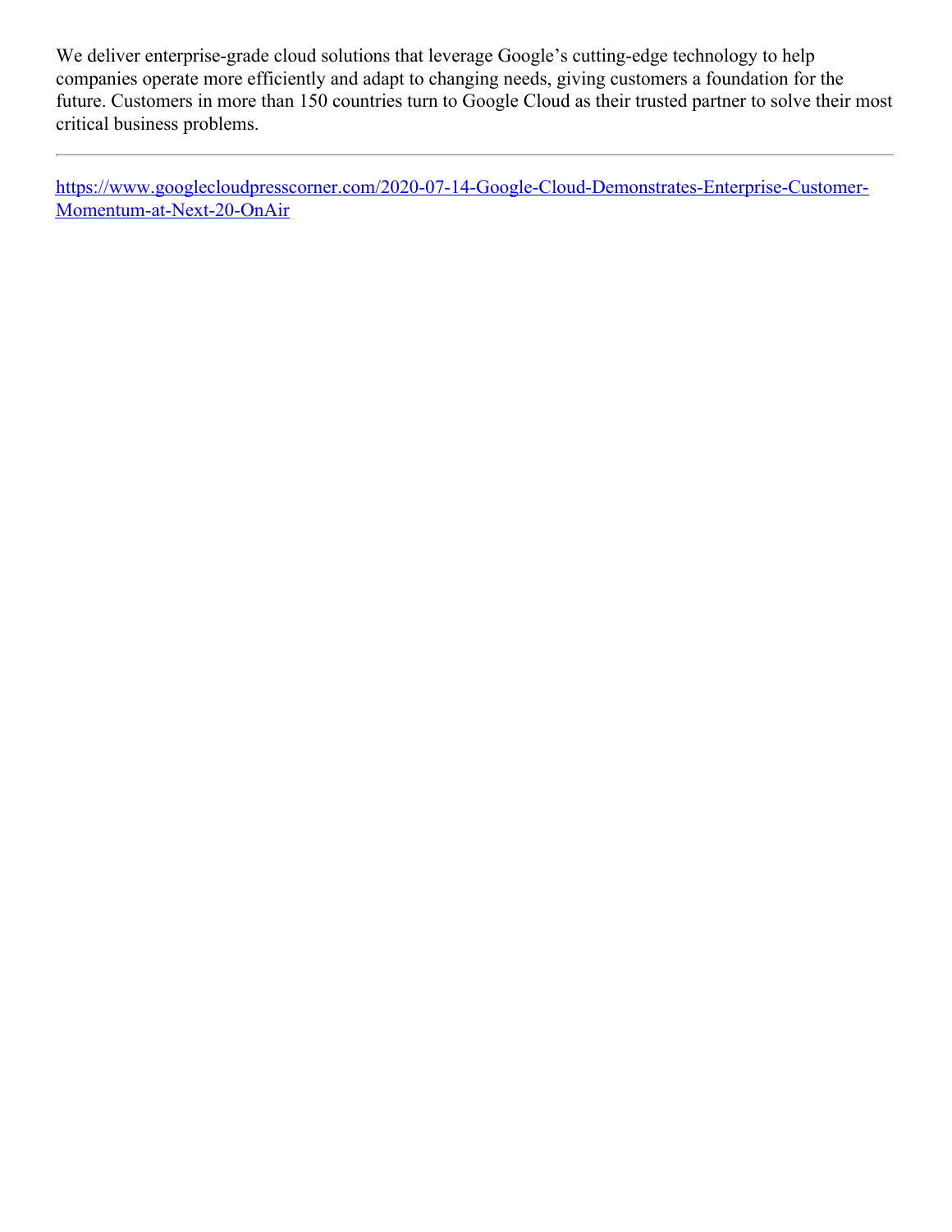We deliver enterprise-grade cloud solutions that leverage Google's cutting-edge technology to help companies operate more efficiently and adapt to changing needs, giving customers a foundation for the future. Customers in more than 150 countries turn to Google Cloud as their trusted partner to solve their most critical business problems.

---

https://www.googlecloudpresscorner.com/2020-07-14-Google-Cloud-Demonstrates-Enterprise-Customer-Momentum-at-Next-20-OnAir